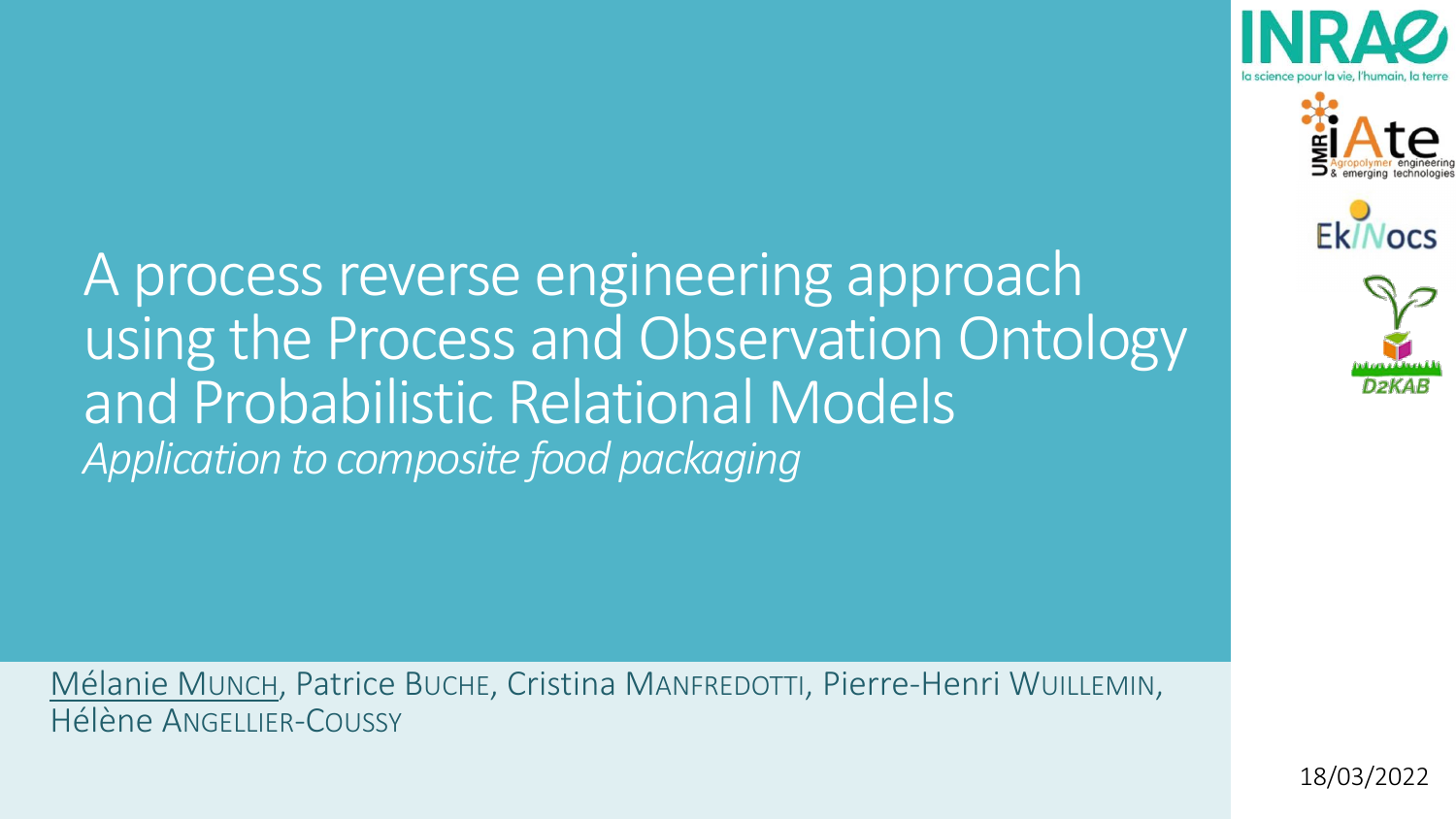# A process reverse engineering approach using the Process and Observation Ontology and Probabilistic Relational Models

*Application to composite food packaging*

Mélanie MUNCH, Patrice BUCHE, Cristina MANFREDOTTI, Pierre-Henri WUILLEMIN, Hélène ANGELLIER-COUSSY

18/03/2022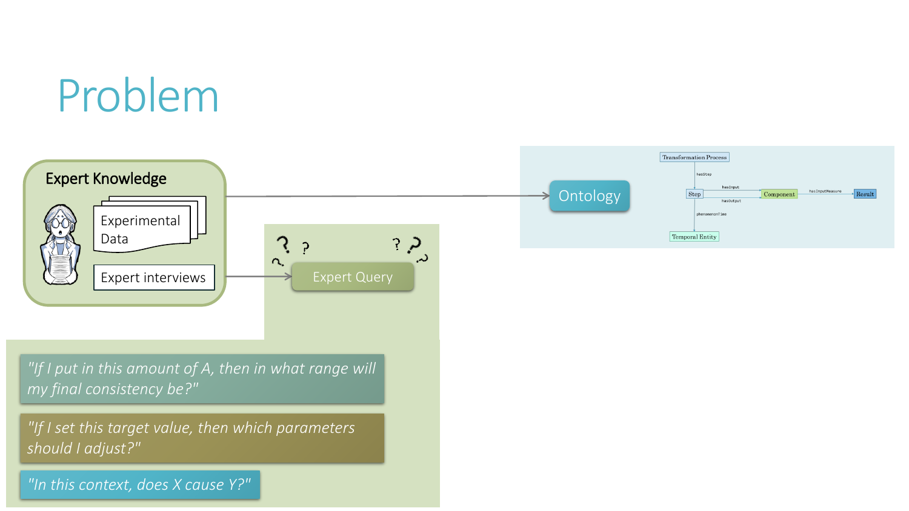# Problem

**Expert Knowledge**

- Experimental Data
- Expert interviews

Ontology

Transformation Process
- hasStep → Step
- Step hasInput → Component
- Step hasOutput → Component
- Component hasInputMeasure → Result
- Step phenomenonTime → Temporal Entity

Expert Query

*"If I put in this amount of A, then in what range will my final consistency be?"*

*"If I set this target value, then which parameters should I adjust?"*

*"In this context, does X cause Y?"*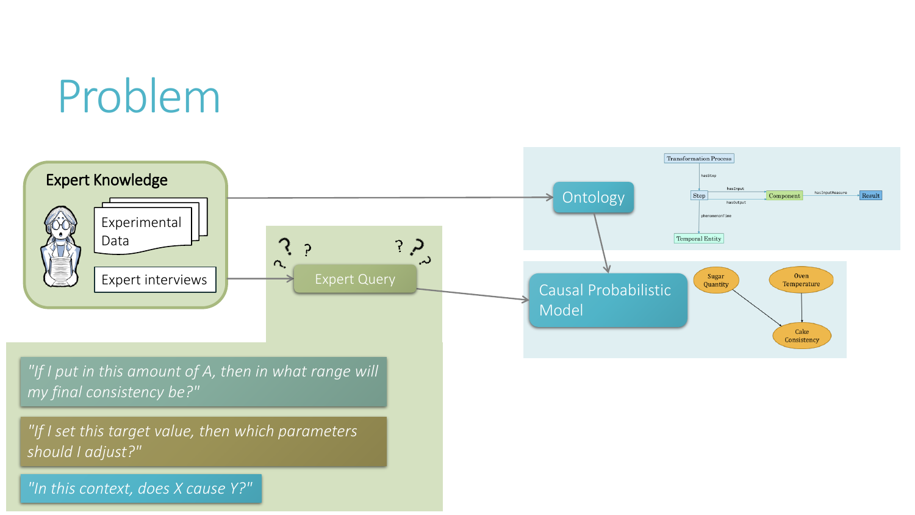# Problem

**Expert Knowledge**

Experimental Data

Expert interviews

Expert Query

Ontology

Transformation Process

hasStep

Step

hasInput

hasOutput

Component

hasInputMeasure

Result

phenomenonTime

Temporal Entity

Causal Probabilistic Model

Sugar Quantity

Oven Temperature

Cake Consistency

*"If I put in this amount of A, then in what range will my final consistency be?"*

*"If I set this target value, then which parameters should I adjust?"*

*"In this context, does X cause Y?"*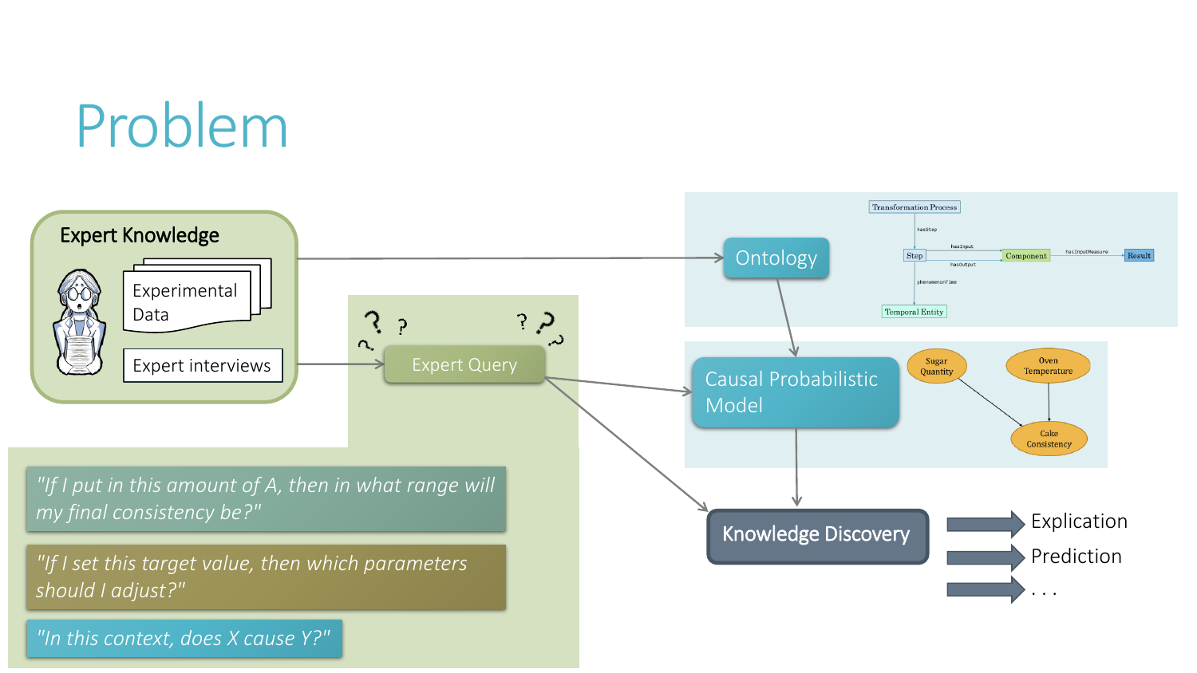# Problem

**Expert Knowledge**

- Experimental Data
- Expert interviews

Expert Query

*"If I put in this amount of A, then in what range will my final consistency be?"*

*"If I set this target value, then which parameters should I adjust?"*

*"In this context, does X cause Y?"*

Ontology

Transformation Process — hasStep → Step; Step — hasInput → Component; Step — hasOutput; Component — hasInputMeasure → Result; Step — phenomenonTime → Temporal Entity

Causal Probabilistic Model

Sugar Quantity → Cake Consistency; Oven Temperature → Cake Consistency

**Knowledge Discovery**

- Explication
- Prediction
- . . .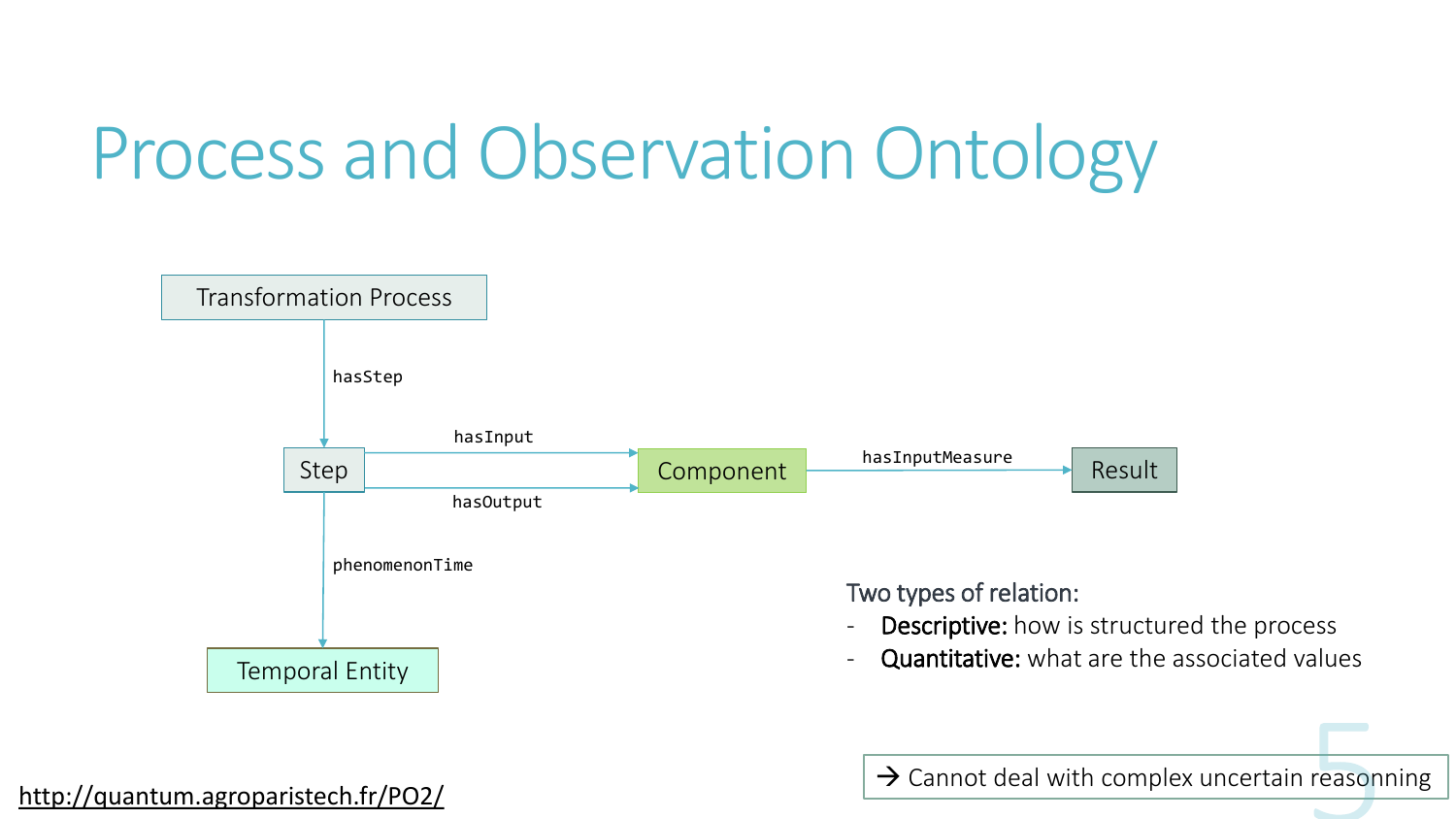# Process and Observation Ontology

Transformation Process

hasStep

Step

hasInput

hasOutput

Component

hasInputMeasure

Result

phenomenonTime

Temporal Entity

Two types of relation:

- **Descriptive:** how is structured the process
- **Quantitative:** what are the associated values

→ Cannot deal with complex uncertain reasonning

http://quantum.agroparistech.fr/PO2/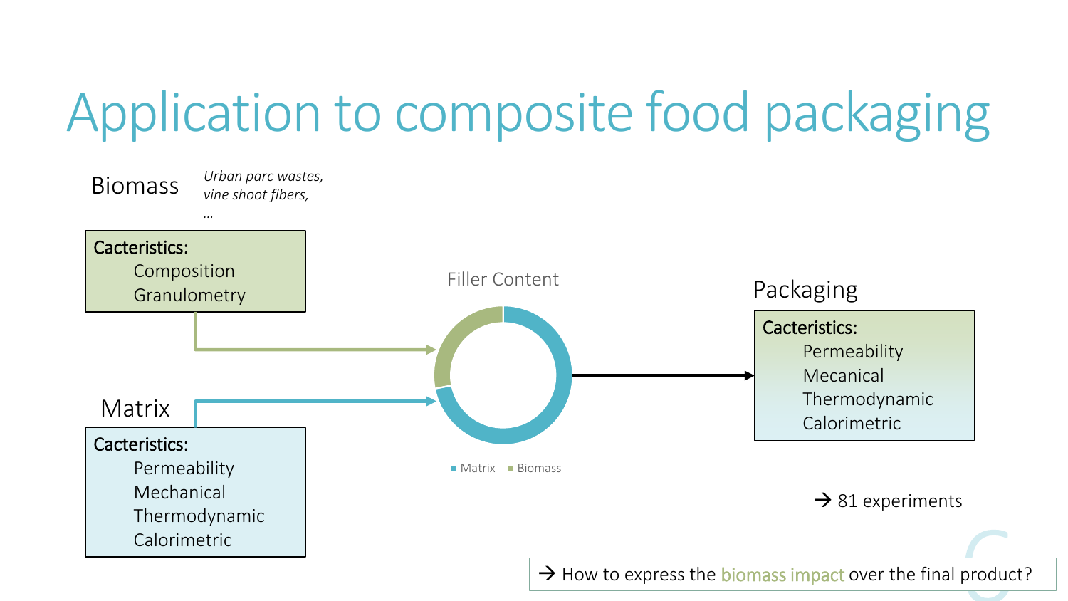# Application to composite food packaging

## Biomass

*Urban parc wastes, vine shoot fibers, …*

**Cacteristics:**
- Composition
- Granulometry

## Matrix

**Cacteristics:**
- Permeability
- Mechanical
- Thermodynamic
- Calorimetric

Filler Content

Matrix Biomass

## Packaging

**Cacteristics:**
- Permeability
- Mecanical
- Thermodynamic
- Calorimetric

→ 81 experiments

→ How to express the biomass impact over the final product?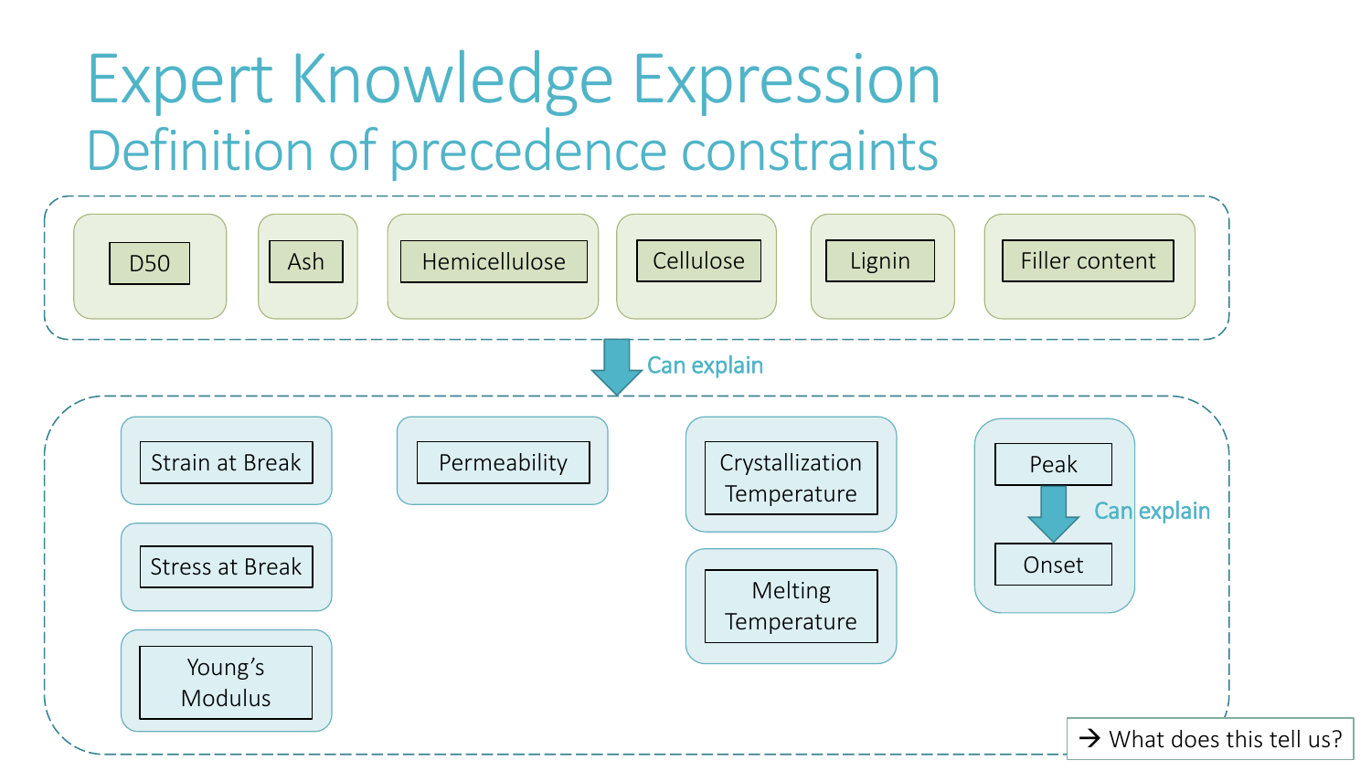# Expert Knowledge Expression

## Definition of precedence constraints

- D50
- Ash
- Hemicellulose
- Cellulose
- Lignin
- Filler content

↓ Can explain

- Strain at Break
- Stress at Break
- Young's Modulus
- Permeability
- Crystallization Temperature
- Melting Temperature
- Peak
  - ↓ Can explain
- Onset

→ What does this tell us?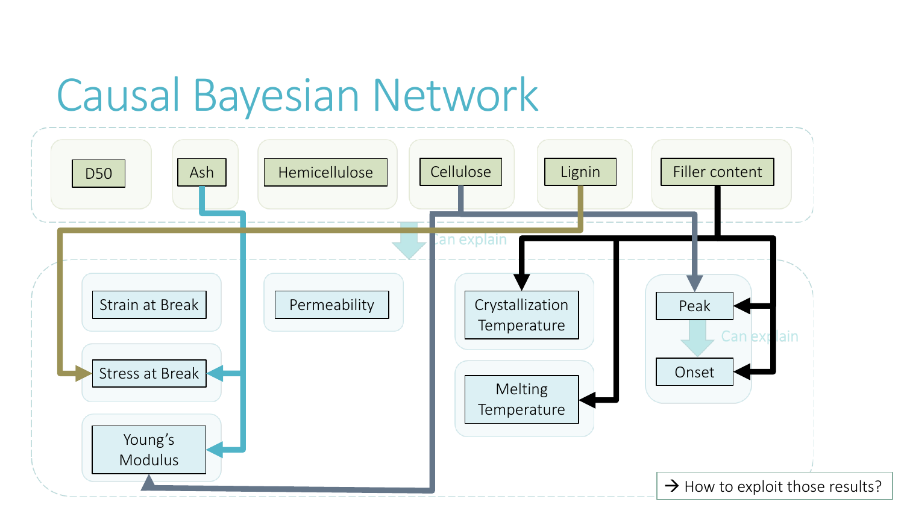# Causal Bayesian Network

D50

Ash

Hemicellulose

Cellulose

Lignin

Filler content

Can explain

Strain at Break

Permeability

Crystallization Temperature

Peak

Stress at Break

Can explain

Onset

Melting Temperature

Young's Modulus

→ How to exploit those results?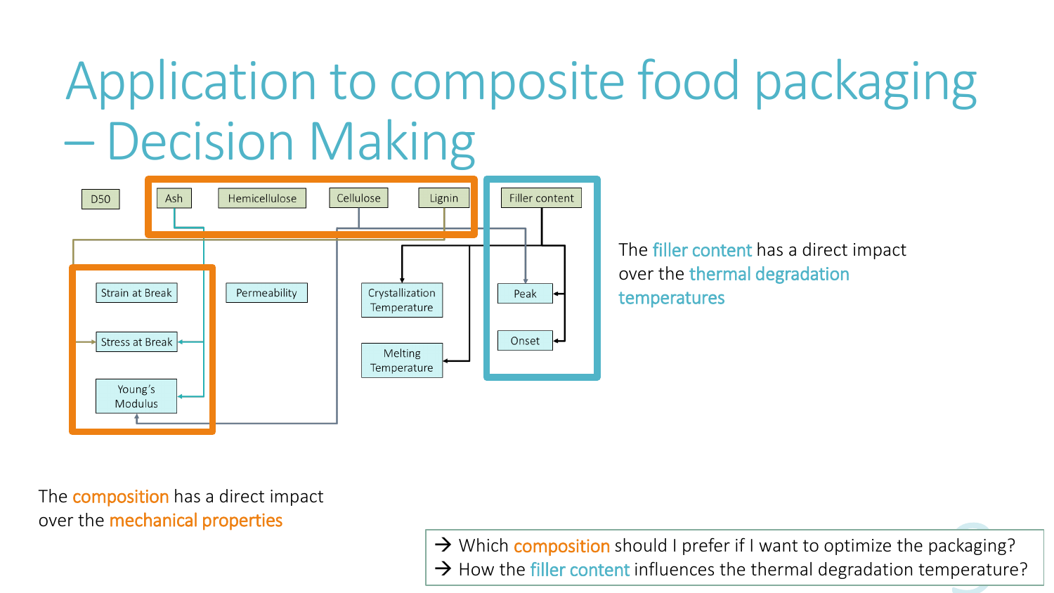# Application to composite food packaging – Decision Making

D50

Ash

Hemicellulose

Cellulose

Lignin

Filler content

Strain at Break

Stress at Break

Young's Modulus

Permeability

Crystallization Temperature

Melting Temperature

Peak

Onset

The filler content has a direct impact over the thermal degradation temperatures

The composition has a direct impact over the mechanical properties

→ Which composition should I prefer if I want to optimize the packaging?
→ How the filler content influences the thermal degradation temperature?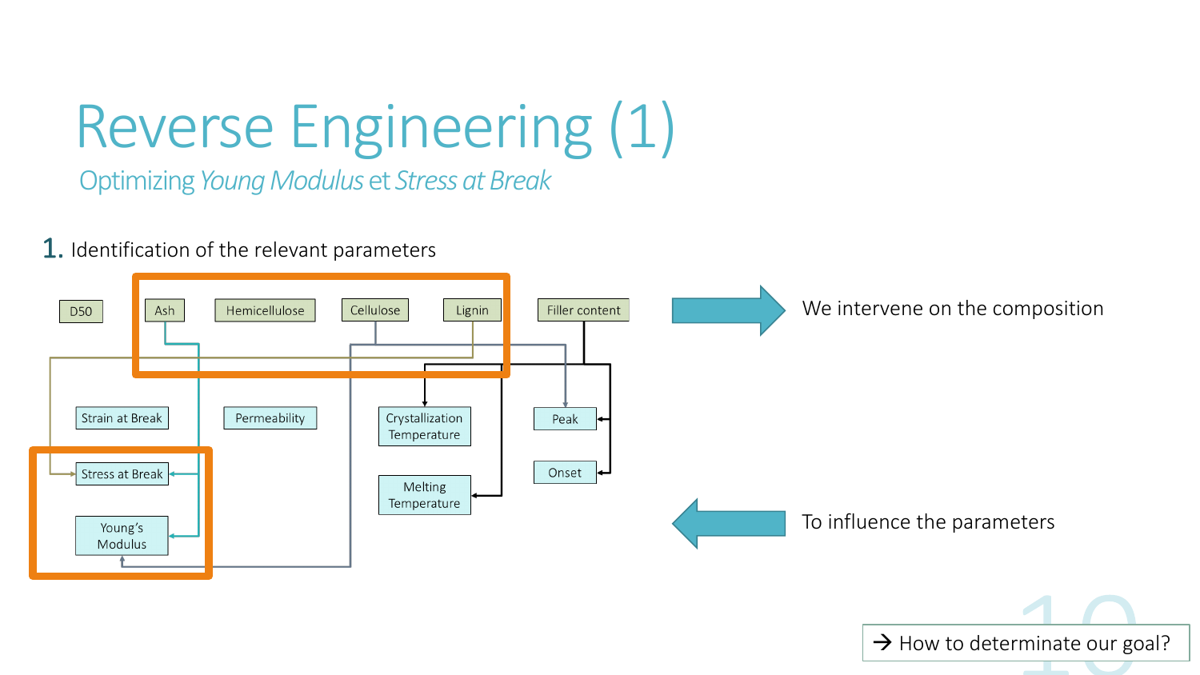# Reverse Engineering (1)

## Optimizing *Young Modulus* et *Stress at Break*

1. Identification of the relevant parameters

D50

Ash

Hemicellulose

Cellulose

Lignin

Filler content

Strain at Break

Permeability

Crystallization Temperature

Peak

Stress at Break

Onset

Melting Temperature

Young's Modulus

We intervene on the composition

To influence the parameters

→ How to determinate our goal?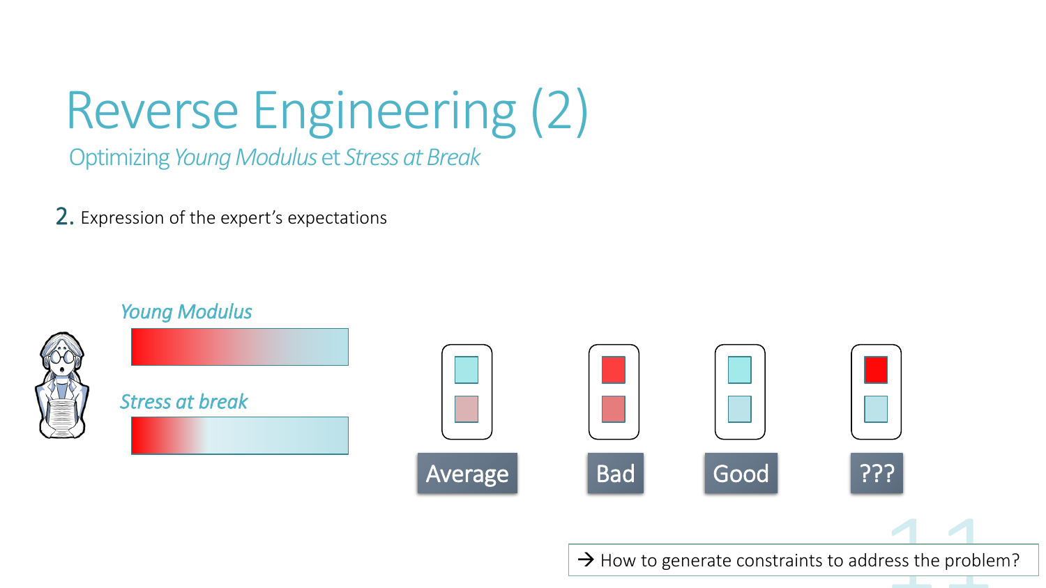# Reverse Engineering (2)

## Optimizing *Young Modulus* et *Stress at Break*

2. Expression of the expert's expectations

*Young Modulus*

*Stress at break*

Average

Bad

Good

???

→ How to generate constraints to address the problem?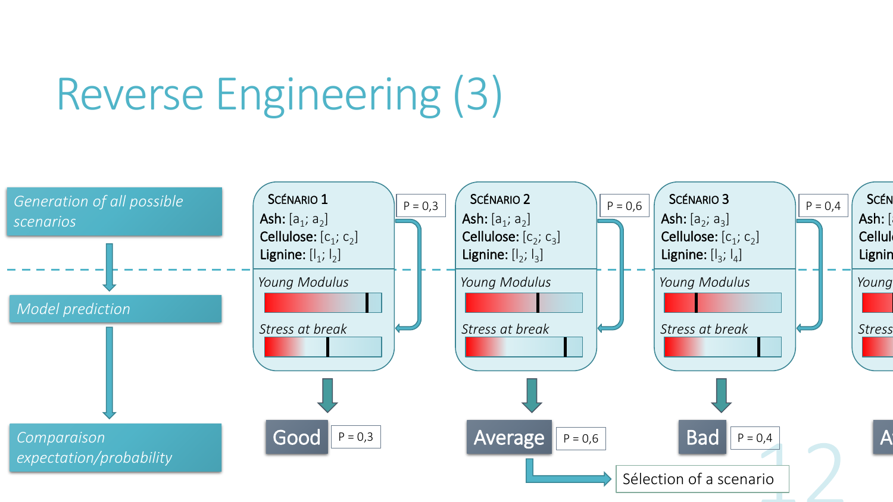# Reverse Engineering (3)

*Generation of all possible scenarios*

*Model prediction*

*Comparaison expectation/probability*

**SCÉNARIO 1**
**Ash:** $[a_1; a_2]$
**Cellulose:** $[c_1; c_2]$
**Lignine:** $[l_1; l_2]$

*Young Modulus*

*Stress at break*

P = 0,3

Good — P = 0,3

**SCÉNARIO 2**
**Ash:** $[a_1; a_2]$
**Cellulose:** $[c_2; c_3]$
**Lignine:** $[l_2; l_3]$

*Young Modulus*

*Stress at break*

P = 0,6

Average — P = 0,6

**SCÉNARIO 3**
**Ash:** $[a_2; a_3]$
**Cellulose:** $[c_1; c_2]$
**Lignine:** $[l_3; l_4]$

*Young Modulus*

*Stress at break*

P = 0,4

Bad — P = 0,4

Sélection of a scenario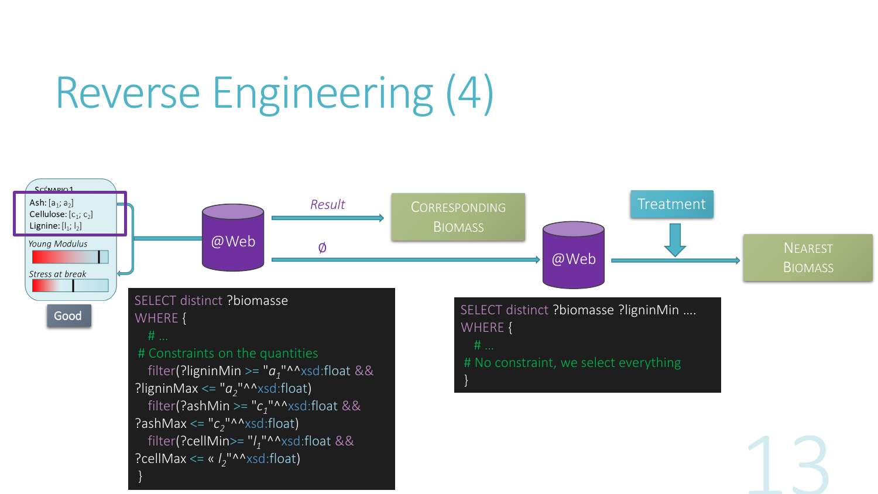# Reverse Engineering (4)

SCÉNARIO 1

Ash: [$a_1$; $a_2$]
Cellulose: [$c_1$; $c_2$]
Lignine: [$l_1$; $l_2$]

*Young Modulus*

*Stress at break*

Good

@Web

*Result*

CORRESPONDING BIOMASS

Ø

@Web

Treatment

NEAREST BIOMASS

```
SELECT distinct ?biomasse
WHERE {
   # ...
 # Constraints on the quantities
   filter(?ligninMin >= "a1"^^xsd:float &&
?ligninMax <= "a2"^^xsd:float)
   filter(?ashMin >= "c1"^^xsd:float &&
?ashMax <= "c2"^^xsd:float)
   filter(?cellMin>= "l1"^^xsd:float &&
?cellMax <= « l2"^^xsd:float)
 }
```

```
SELECT distinct ?biomasse ?ligninMin ….
WHERE {
   # ...
 # No constraint, we select everything
 }
```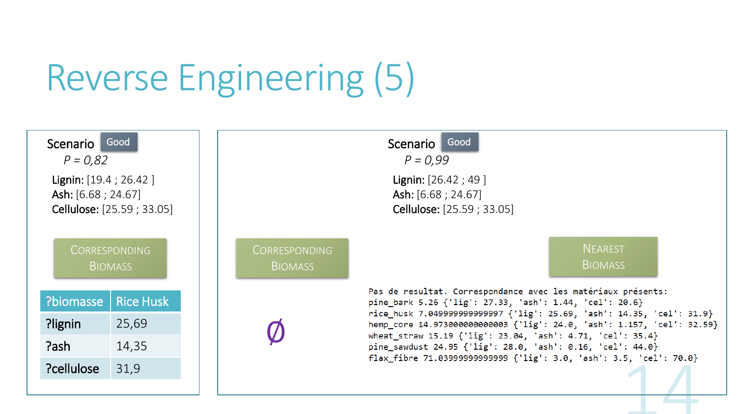# Reverse Engineering (5)

**Scenario** Good

*P = 0,82*

**Lignin:** [19.4 ; 26.42 ]
**Ash:** [6.68 ; 24.67]
**Cellulose:** [25.59 ; 33.05]

CORRESPONDING BIOMASS

| ?biomasse | Rice Husk |
|---|---|
| ?lignin | 25,69 |
| ?ash | 14,35 |
| ?cellulose | 31,9 |

**Scenario** Good

*P = 0,99*

**Lignin:** [26.42 ; 49 ]
**Ash:** [6.68 ; 24.67]
**Cellulose:** [25.59 ; 33.05]

CORRESPONDING BIOMASS

∅

NEAREST BIOMASS

```
Pas de resultat. Correspondance avec les matériaux présents:
pine_bark 5.26 {'lig': 27.33, 'ash': 1.44, 'cel': 20.6}
rice_husk 7.0499999999999997 {'lig': 25.69, 'ash': 14.35, 'cel': 31.9}
hemp_core 14.973000000000003 {'lig': 24.0, 'ash': 1.157, 'cel': 32.59}
wheat_straw 15.19 {'lig': 23.04, 'ash': 4.71, 'cel': 35.4}
pine_sawdust 24.95 {'lig': 28.0, 'ash': 0.16, 'cel': 44.0}
flax_fibre 71.03999999999999 {'lig': 3.0, 'ash': 3.5, 'cel': 70.0}
```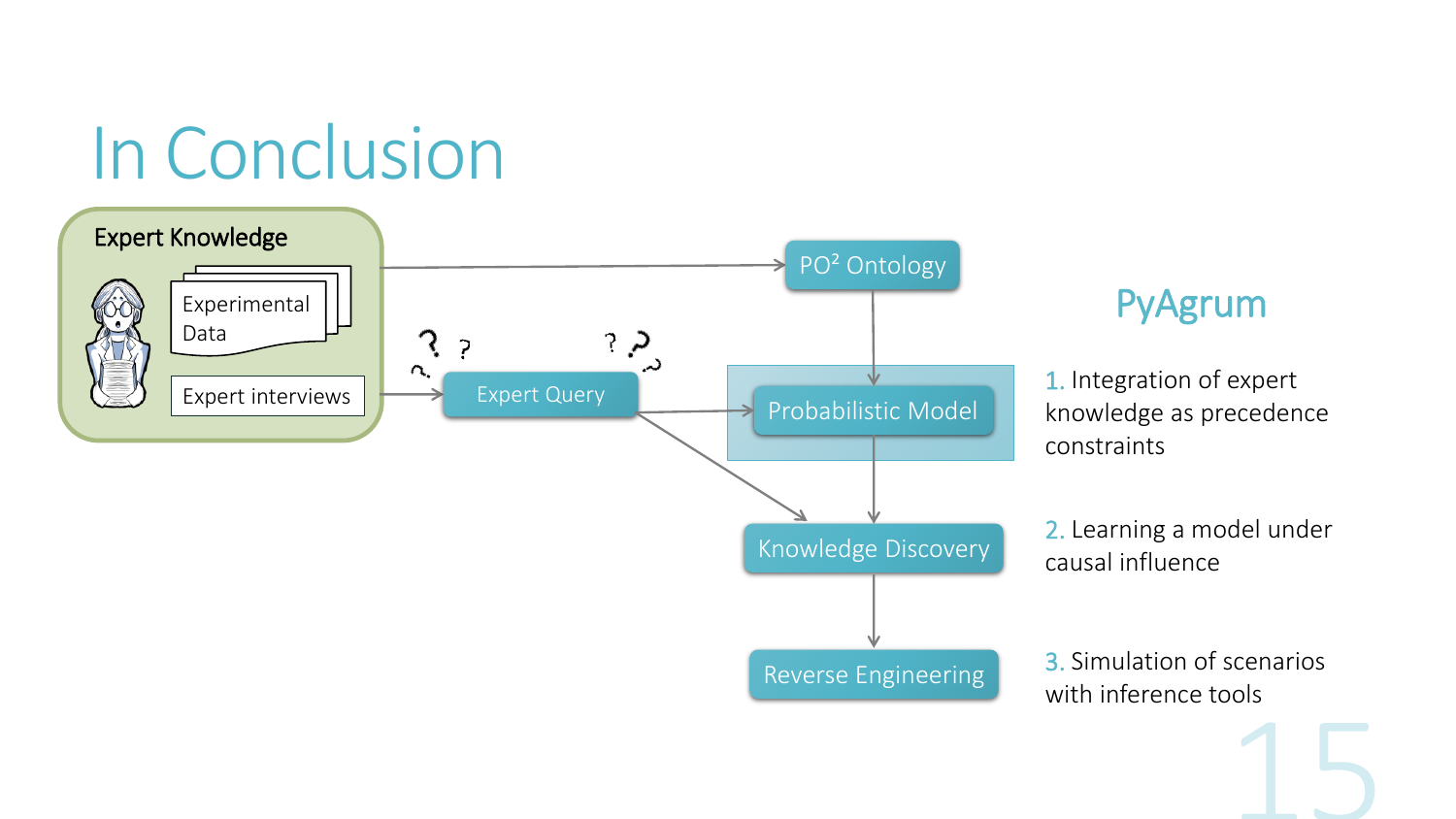# In Conclusion

Expert Knowledge

Experimental Data

Expert interviews

Expert Query

PO² Ontology

Probabilistic Model

Knowledge Discovery

Reverse Engineering

## PyAgrum

1. Integration of expert knowledge as precedence constraints
2. Learning a model under causal influence
3. Simulation of scenarios with inference tools